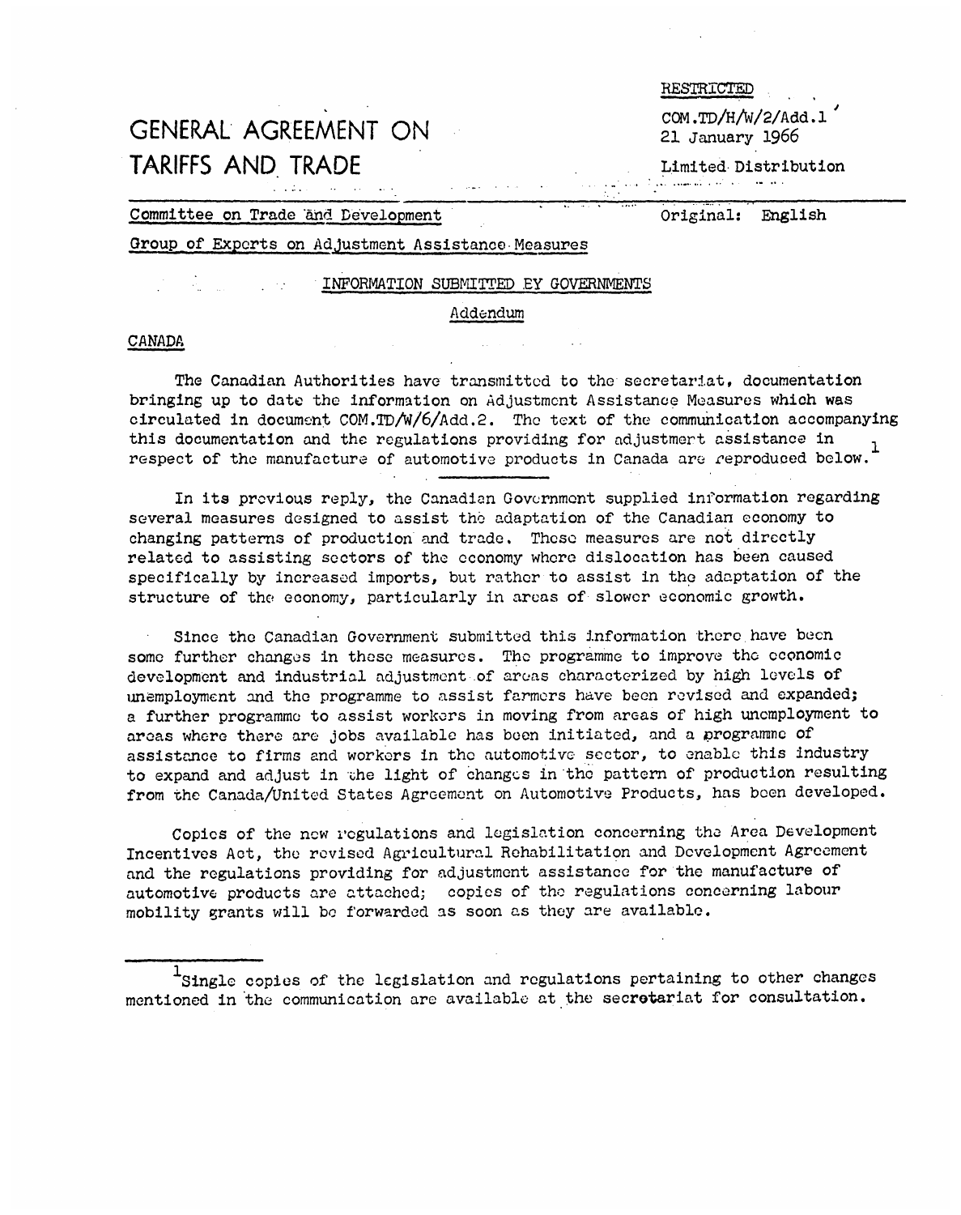RESTRICTED

COM.TD/H/W/2/Add.1
21 January 1966

Limited Distribution

# GENERAL AGREEMENT ON TARIFFS AND TRADE

Committee on Trade and Development

Original: English

Group of Experts on Adjustment Assistance Measures

INFORMATION SUBMITTED BY GOVERNMENTS

Addendum

CANADA

The Canadian Authorities have transmitted to the secretariat, documentation bringing up to date the information on Adjustment Assistance Measures which was circulated in document COM.TD/W/6/Add.2. The text of the communication accompanying this documentation and the regulations providing for adjustment assistance in respect of the manufacture of automotive products in Canada are reproduced below.[1]

In its previous reply, the Canadian Government supplied information regarding several measures designed to assist the adaptation of the Canadian economy to changing patterns of production and trade. These measures are not directly related to assisting sectors of the economy where dislocation has been caused specifically by increased imports, but rather to assist in the adaptation of the structure of the economy, particularly in areas of slower economic growth.

Since the Canadian Government submitted this information there have been some further changes in these measures. The programme to improve the economic development and industrial adjustment of areas characterized by high levels of unemployment and the programme to assist farmers have been revised and expanded; a further programme to assist workers in moving from areas of high unemployment to areas where there are jobs available has been initiated, and a programme of assistance to firms and workers in the automotive sector, to enable this industry to expand and adjust in the light of changes in the pattern of production resulting from the Canada/United States Agreement on Automotive Products, has been developed.

Copies of the new regulations and legislation concerning the Area Development Incentives Act, the revised Agricultural Rehabilitation and Development Agreement and the regulations providing for adjustment assistance for the manufacture of automotive products are attached; copies of the regulations concerning labour mobility grants will be forwarded as soon as they are available.

---

[1] Single copies of the legislation and regulations pertaining to other changes mentioned in the communication are available at the secretariat for consultation.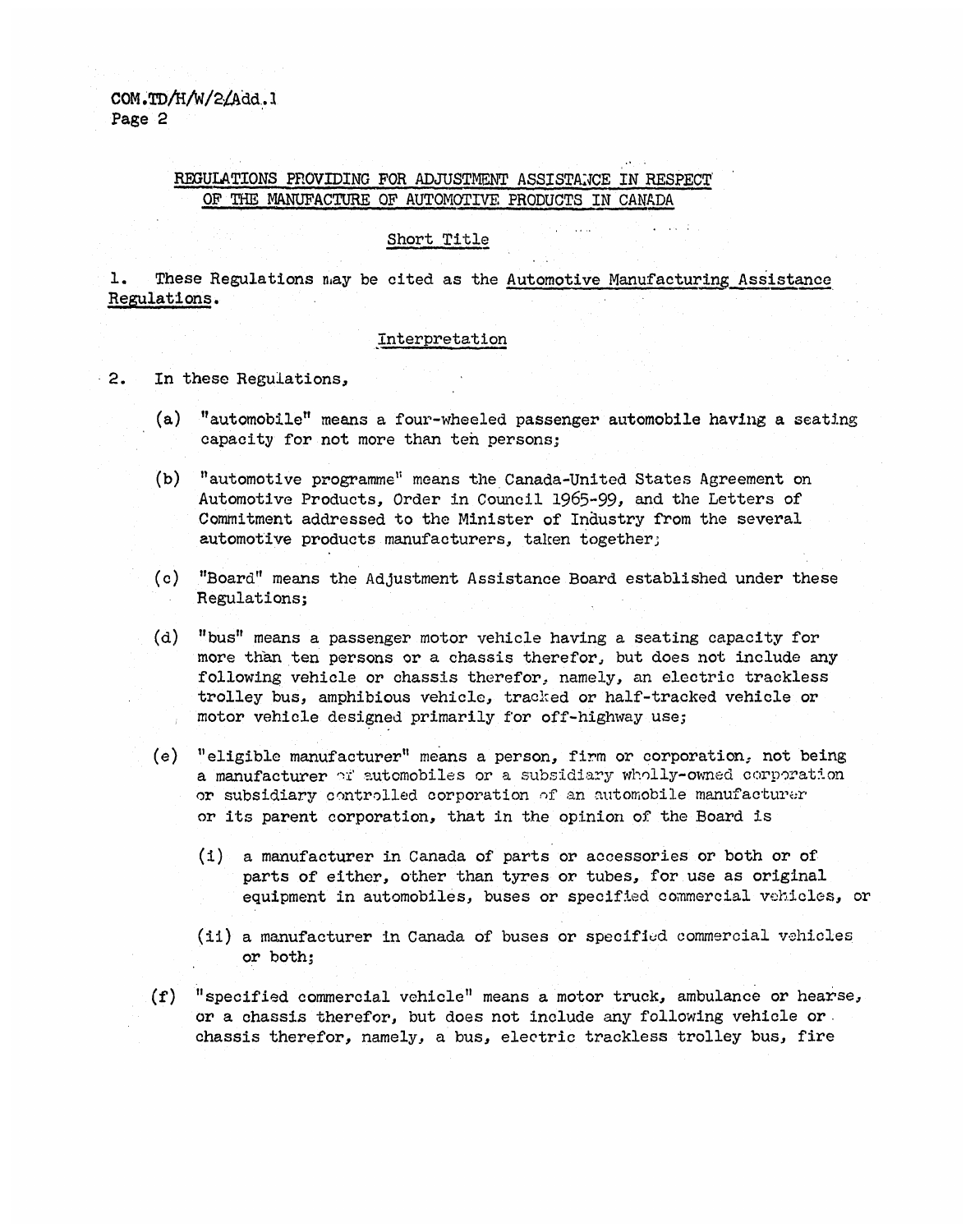## REGULATIONS PROVIDING FOR ADJUSTMENT ASSISTANCE IN RESPECT OF THE MANUFACTURE OF AUTOMOTIVE PRODUCTS IN CANADA

### Short Title

1. These Regulations may be cited as the Automotive Manufacturing Assistance Regulations.

### Interpretation

2. In these Regulations,

   (a) "automobile" means a four-wheeled passenger automobile having a seating capacity for not more than ten persons;

   (b) "automotive programme" means the Canada-United States Agreement on Automotive Products, Order in Council 1965-99, and the Letters of Commitment addressed to the Minister of Industry from the several automotive products manufacturers, taken together;

   (c) "Board" means the Adjustment Assistance Board established under these Regulations;

   (d) "bus" means a passenger motor vehicle having a seating capacity for more than ten persons or a chassis therefor, but does not include any following vehicle or chassis therefor, namely, an electric trackless trolley bus, amphibious vehicle, tracked or half-tracked vehicle or motor vehicle designed primarily for off-highway use;

   (e) "eligible manufacturer" means a person, firm or corporation, not being a manufacturer of automobiles or a subsidiary wholly-owned corporation or subsidiary controlled corporation of an automobile manufacturer or its parent corporation, that in the opinion of the Board is

      (i) a manufacturer in Canada of parts or accessories or both or of parts of either, other than tyres or tubes, for use as original equipment in automobiles, buses or specified commercial vehicles, or

      (ii) a manufacturer in Canada of buses or specified commercial vehicles or both;

   (f) "specified commercial vehicle" means a motor truck, ambulance or hearse, or a chassis therefor, but does not include any following vehicle or chassis therefor, namely, a bus, electric trackless trolley bus, fire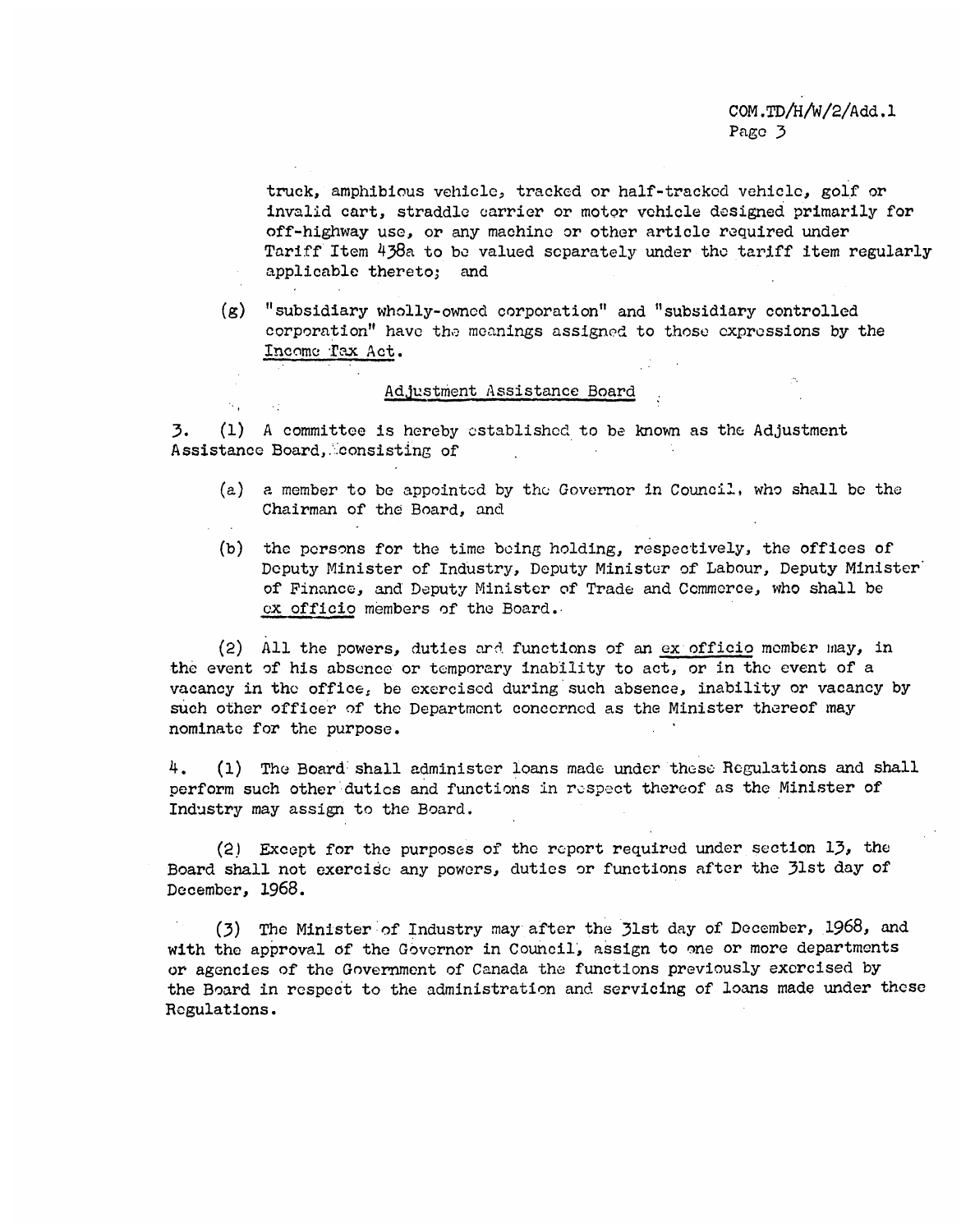truck, amphibious vehicle, tracked or half-tracked vehicle, golf or invalid cart, straddle carrier or motor vehicle designed primarily for off-highway use, or any machine or other article required under Tariff Item 438a to be valued separately under the tariff item regularly applicable thereto; and

(g) "subsidiary wholly-owned corporation" and "subsidiary controlled corporation" have the meanings assigned to those expressions by the <u>Income Tax Act</u>.

<u>Adjustment Assistance Board</u>

3. (1) A committee is hereby established to be known as the Adjustment Assistance Board, consisting of

(a) a member to be appointed by the Governor in Council, who shall be the Chairman of the Board, and

(b) the persons for the time being holding, respectively, the offices of Deputy Minister of Industry, Deputy Minister of Labour, Deputy Minister of Finance, and Deputy Minister of Trade and Commerce, who shall be <u>ex officio</u> members of the Board.

(2) All the powers, duties and functions of an <u>ex officio</u> member may, in the event of his absence or temporary inability to act, or in the event of a vacancy in the office, be exercised during such absence, inability or vacancy by such other officer of the Department concerned as the Minister thereof may nominate for the purpose.

4. (1) The Board shall administer loans made under these Regulations and shall perform such other duties and functions in respect thereof as the Minister of Industry may assign to the Board.

(2) Except for the purposes of the report required under section 13, the Board shall not exercise any powers, duties or functions after the 31st day of December, 1968.

(3) The Minister of Industry may after the 31st day of December, 1968, and with the approval of the Governor in Council, assign to one or more departments or agencies of the Government of Canada the functions previously exercised by the Board in respect to the administration and servicing of loans made under these Regulations.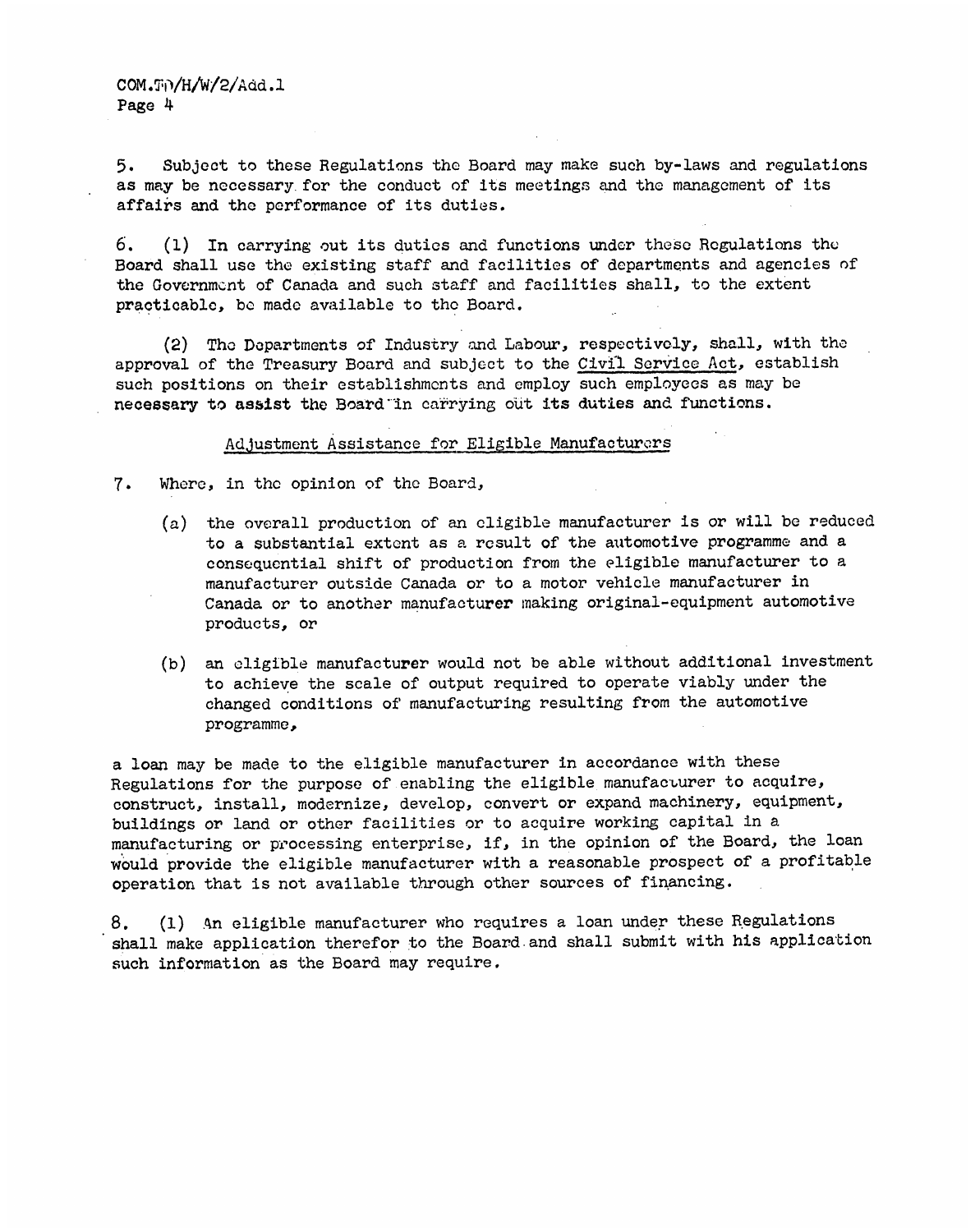5. Subject to these Regulations the Board may make such by-laws and regulations as may be necessary for the conduct of its meetings and the management of its affairs and the performance of its duties.

6. (1) In carrying out its duties and functions under these Regulations the Board shall use the existing staff and facilities of departments and agencies of the Government of Canada and such staff and facilities shall, to the extent practicable, be made available to the Board.

(2) The Departments of Industry and Labour, respectively, shall, with the approval of the Treasury Board and subject to the Civil Service Act, establish such positions on their establishments and employ such employees as may be necessary to assist the Board in carrying out its duties and functions.

## Adjustment Assistance for Eligible Manufacturers

7. Where, in the opinion of the Board,

(a) the overall production of an eligible manufacturer is or will be reduced to a substantial extent as a result of the automotive programme and a consequential shift of production from the eligible manufacturer to a manufacturer outside Canada or to a motor vehicle manufacturer in Canada or to another manufacturer making original-equipment automotive products, or

(b) an eligible manufacturer would not be able without additional investment to achieve the scale of output required to operate viably under the changed conditions of manufacturing resulting from the automotive programme,

a loan may be made to the eligible manufacturer in accordance with these Regulations for the purpose of enabling the eligible manufacturer to acquire, construct, install, modernize, develop, convert or expand machinery, equipment, buildings or land or other facilities or to acquire working capital in a manufacturing or processing enterprise, if, in the opinion of the Board, the loan would provide the eligible manufacturer with a reasonable prospect of a profitable operation that is not available through other sources of financing.

8. (1) An eligible manufacturer who requires a loan under these Regulations shall make application therefor to the Board and shall submit with his application such information as the Board may require.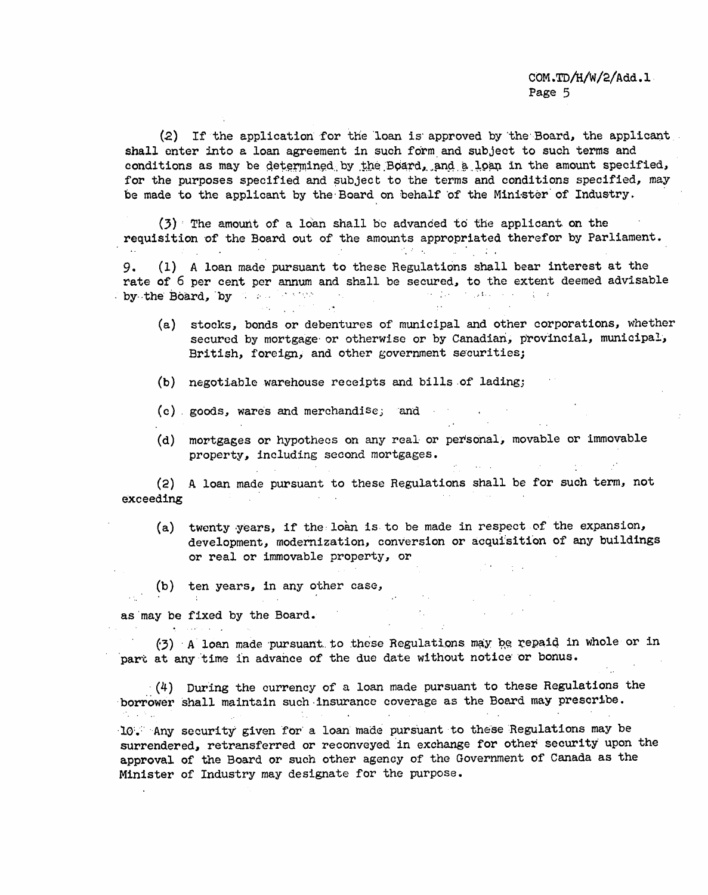(2) If the application for the loan is approved by the Board, the applicant shall enter into a loan agreement in such form and subject to such terms and conditions as may be determined by the Board, and a loan in the amount specified, for the purposes specified and subject to the terms and conditions specified, may be made to the applicant by the Board on behalf of the Minister of Industry.

(3) The amount of a loan shall be advanced to the applicant on the requisition of the Board out of the amounts appropriated therefor by Parliament.

9. (1) A loan made pursuant to these Regulations shall bear interest at the rate of 6 per cent per annum and shall be secured, to the extent deemed advisable by the Board, by

(a) stocks, bonds or debentures of municipal and other corporations, whether secured by mortgage or otherwise or by Canadian, provincial, municipal, British, foreign, and other government securities;

(b) negotiable warehouse receipts and bills of lading;

(c) goods, wares and merchandise; and

(d) mortgages or hypothecs on any real or personal, movable or immovable property, including second mortgages.

(2) A loan made pursuant to these Regulations shall be for such term, not exceeding

(a) twenty years, if the loan is to be made in respect of the expansion, development, modernization, conversion or acquisition of any buildings or real or immovable property, or

(b) ten years, in any other case,

as may be fixed by the Board.

(3) A loan made pursuant to these Regulations may be repaid in whole or in part at any time in advance of the due date without notice or bonus.

(4) During the currency of a loan made pursuant to these Regulations the borrower shall maintain such insurance coverage as the Board may prescribe.

10. Any security given for a loan made pursuant to these Regulations may be surrendered, retransferred or reconveyed in exchange for other security upon the approval of the Board or such other agency of the Government of Canada as the Minister of Industry may designate for the purpose.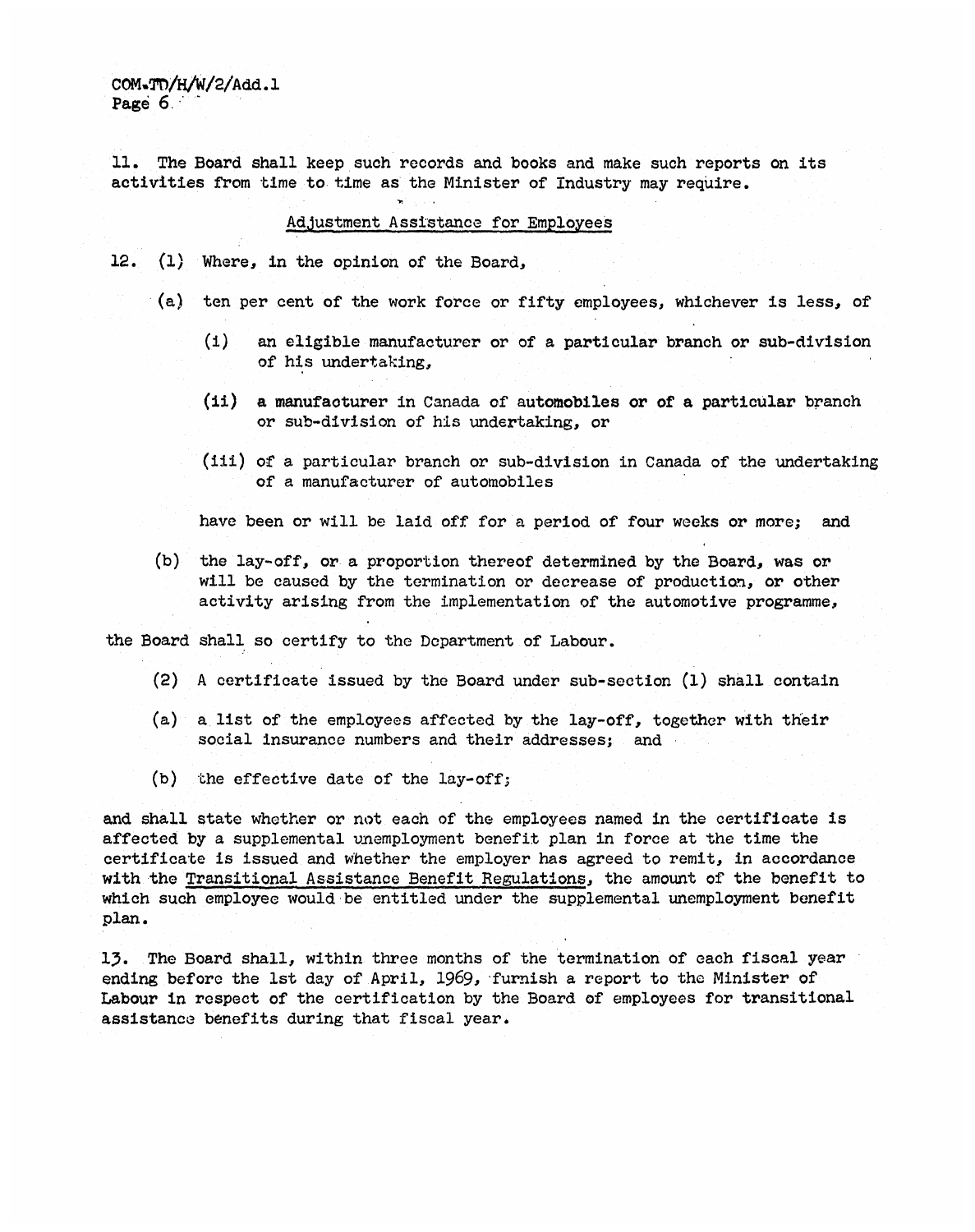11. The Board shall keep such records and books and make such reports on its activities from time to time as the Minister of Industry may require.

## Adjustment Assistance for Employees

12. (1) Where, in the opinion of the Board,

(a) ten per cent of the work force or fifty employees, whichever is less, of

(i) an eligible manufacturer or of a particular branch or sub-division of his undertaking,

(ii) a manufacturer in Canada of automobiles or of a particular branch or sub-division of his undertaking, or

(iii) of a particular branch or sub-division in Canada of the undertaking of a manufacturer of automobiles

have been or will be laid off for a period of four weeks or more; and

(b) the lay-off, or a proportion thereof determined by the Board, was or will be caused by the termination or decrease of production, or other activity arising from the implementation of the automotive programme,

the Board shall so certify to the Department of Labour.

(2) A certificate issued by the Board under sub-section (1) shall contain

(a) a list of the employees affected by the lay-off, together with their social insurance numbers and their addresses; and

(b) the effective date of the lay-off;

and shall state whether or not each of the employees named in the certificate is affected by a supplemental unemployment benefit plan in force at the time the certificate is issued and whether the employer has agreed to remit, in accordance with the Transitional Assistance Benefit Regulations, the amount of the benefit to which such employee would be entitled under the supplemental unemployment benefit plan.

13. The Board shall, within three months of the termination of each fiscal year ending before the 1st day of April, 1969, furnish a report to the Minister of Labour in respect of the certification by the Board of employees for transitional assistance benefits during that fiscal year.